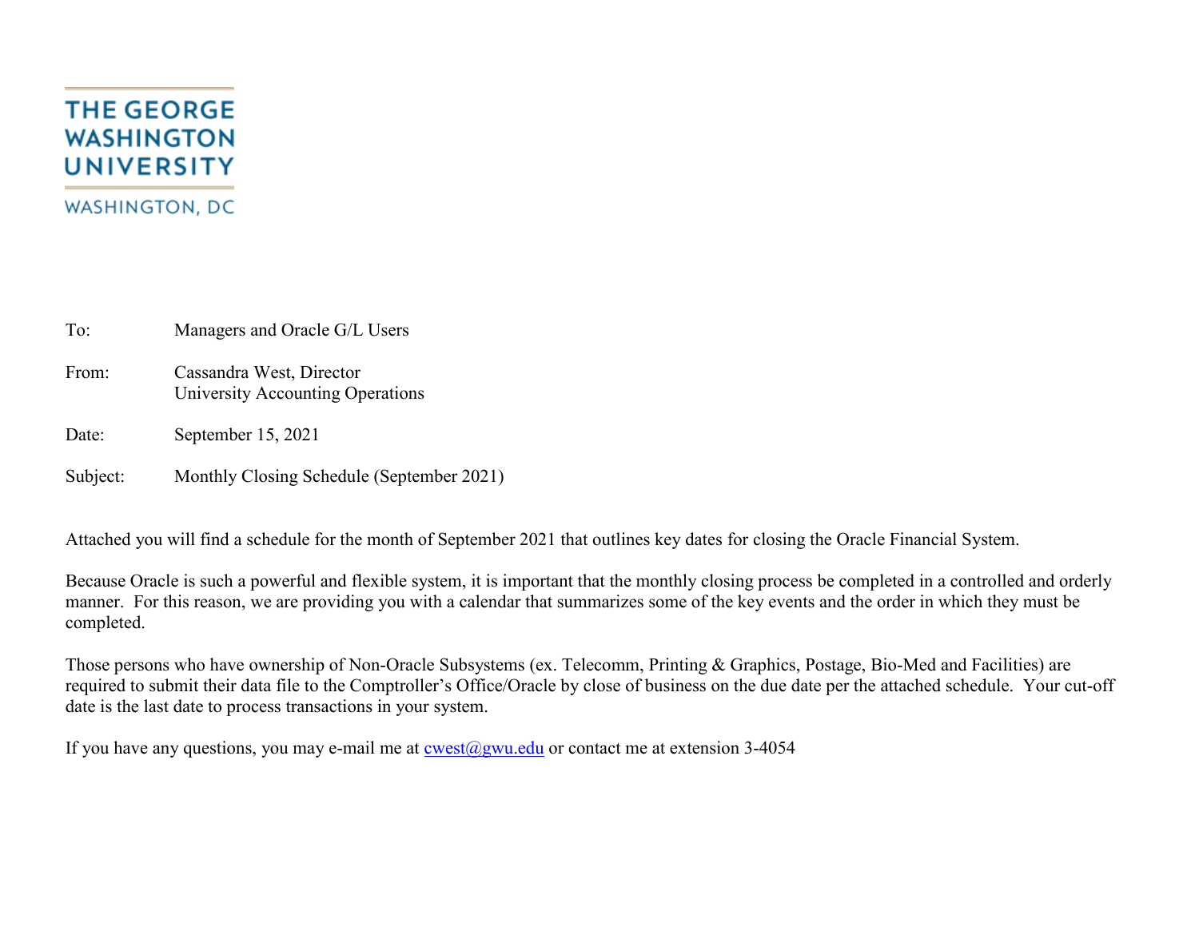THE GEORGE WASHINGTON UNIVERSITY

WASHINGTON, DC

To: Managers and Oracle G/L Users

From: Cassandra West, Director
University Accounting Operations

Date: September 15, 2021

Subject: Monthly Closing Schedule (September 2021)

Attached you will find a schedule for the month of September 2021 that outlines key dates for closing the Oracle Financial System.

Because Oracle is such a powerful and flexible system, it is important that the monthly closing process be completed in a controlled and orderly manner. For this reason, we are providing you with a calendar that summarizes some of the key events and the order in which they must be completed.

Those persons who have ownership of Non-Oracle Subsystems (ex. Telecomm, Printing & Graphics, Postage, Bio-Med and Facilities) are required to submit their data file to the Comptroller's Office/Oracle by close of business on the due date per the attached schedule. Your cut-off date is the last date to process transactions in your system.

If you have any questions, you may e-mail me at cwest@gwu.edu or contact me at extension 3-4054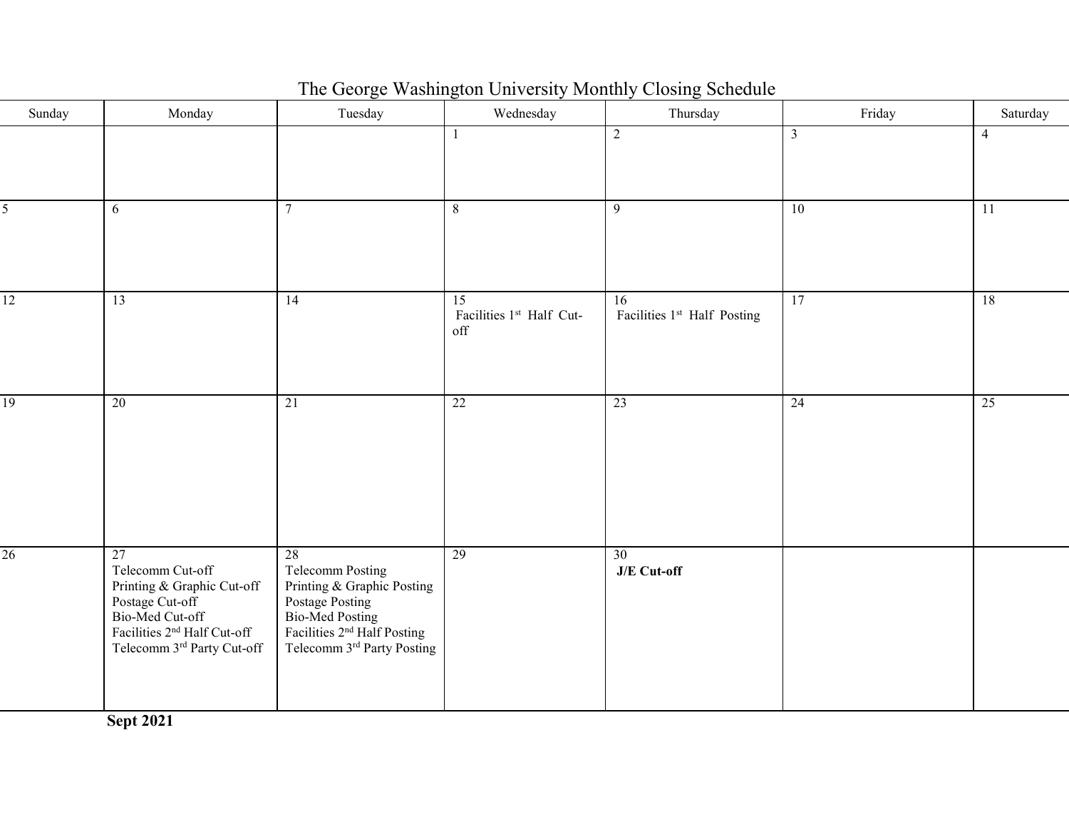# The George Washington University Monthly Closing Schedule

| Sunday | Monday | Tuesday | Wednesday | Thursday | Friday | Saturday |
|---|---|---|---|---|---|---|
| | | | 1 | 2 | 3 | 4 |
| 5 | 6 | 7 | 8 | 9 | 10 | 11 |
| 12 | 13 | 14 | 15<br>Facilities 1st Half Cut-off | 16<br>Facilities 1st Half Posting | 17 | 18 |
| 19 | 20 | 21 | 22 | 23 | 24 | 25 |
| 26 | 27<br>Telecomm Cut-off<br>Printing & Graphic Cut-off<br>Postage Cut-off<br>Bio-Med Cut-off<br>Facilities 2nd Half Cut-off<br>Telecomm 3rd Party Cut-off | 28<br>Telecomm Posting<br>Printing & Graphic Posting<br>Postage Posting<br>Bio-Med Posting<br>Facilities 2nd Half Posting<br>Telecomm 3rd Party Posting | 29 | 30<br>**J/E Cut-off** | | |

**Sept 2021**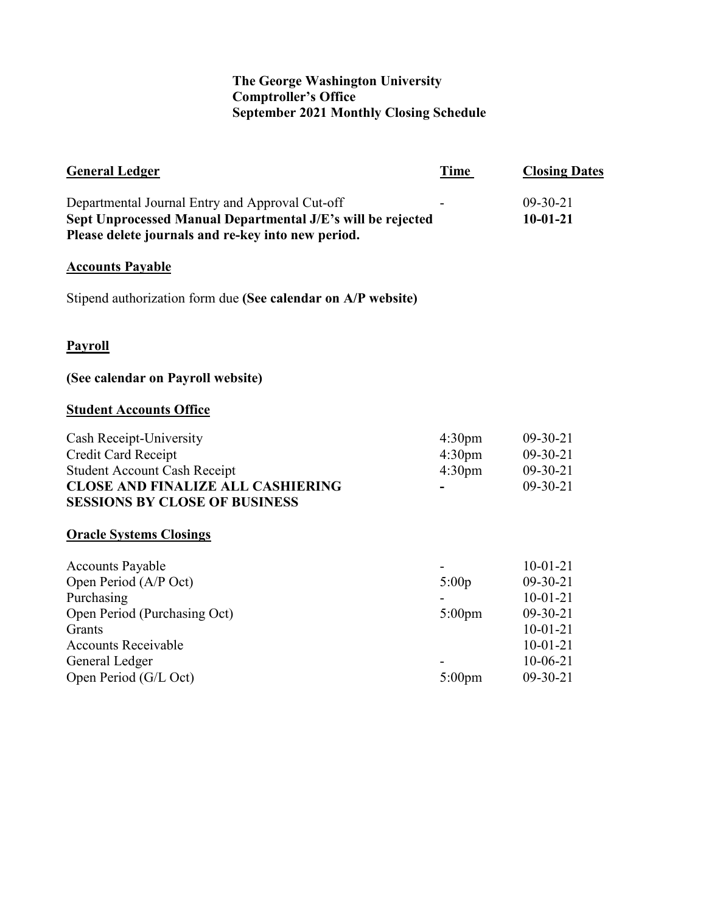**The George Washington University**
**Comptroller's Office**
**September 2021 Monthly Closing Schedule**

| **General Ledger** | **Time** | **Closing Dates** |
|---|---|---|
| Departmental Journal Entry and Approval Cut-off | - | 09-30-21 |
| **Sept Unprocessed Manual Departmental J/E's will be rejected** | | **10-01-21** |
| **Please delete journals and re-key into new period.** | | |

**Accounts Payable**

Stipend authorization form due **(See calendar on A/P website)**

**Payroll**

**(See calendar on Payroll website)**

| **Student Accounts Office** | | |
|---|---|---|
| Cash Receipt-University | 4:30pm | 09-30-21 |
| Credit Card Receipt | 4:30pm | 09-30-21 |
| Student Account Cash Receipt | 4:30pm | 09-30-21 |
| **CLOSE AND FINALIZE ALL CASHIERING SESSIONS BY CLOSE OF BUSINESS** | **-** | 09-30-21 |

| **Oracle Systems Closings** | | |
|---|---|---|
| Accounts Payable | - | 10-01-21 |
| Open Period (A/P Oct) | 5:00p | 09-30-21 |
| Purchasing | - | 10-01-21 |
| Open Period (Purchasing Oct) | 5:00pm | 09-30-21 |
| Grants | | 10-01-21 |
| Accounts Receivable | | 10-01-21 |
| General Ledger | - | 10-06-21 |
| Open Period (G/L Oct) | 5:00pm | 09-30-21 |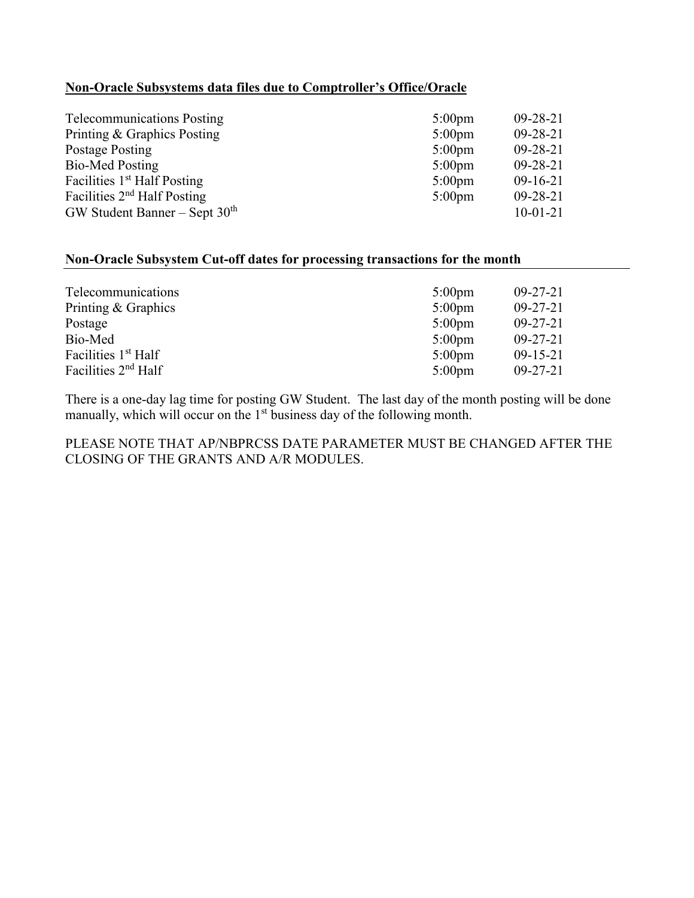**Non-Oracle Subsystems data files due to Comptroller's Office/Oracle**

| | | |
|---|---|---|
| Telecommunications Posting | 5:00pm | 09-28-21 |
| Printing & Graphics Posting | 5:00pm | 09-28-21 |
| Postage Posting | 5:00pm | 09-28-21 |
| Bio-Med Posting | 5:00pm | 09-28-21 |
| Facilities 1st Half Posting | 5:00pm | 09-16-21 |
| Facilities 2nd Half Posting | 5:00pm | 09-28-21 |
| GW Student Banner – Sept 30th | | 10-01-21 |

**Non-Oracle Subsystem Cut-off dates for processing transactions for the month**

| | | |
|---|---|---|
| Telecommunications | 5:00pm | 09-27-21 |
| Printing & Graphics | 5:00pm | 09-27-21 |
| Postage | 5:00pm | 09-27-21 |
| Bio-Med | 5:00pm | 09-27-21 |
| Facilities 1st Half | 5:00pm | 09-15-21 |
| Facilities 2nd Half | 5:00pm | 09-27-21 |

There is a one-day lag time for posting GW Student. The last day of the month posting will be done manually, which will occur on the 1st business day of the following month.

PLEASE NOTE THAT AP/NBPRCSS DATE PARAMETER MUST BE CHANGED AFTER THE CLOSING OF THE GRANTS AND A/R MODULES.